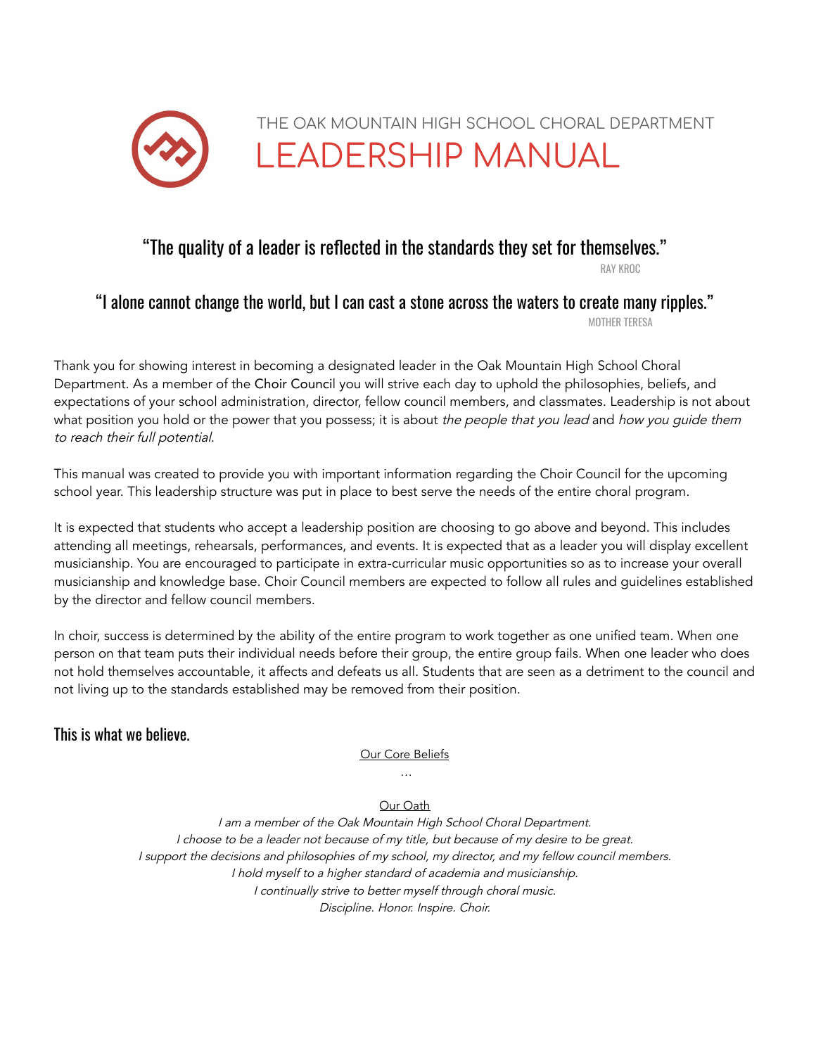THE OAK MOUNTAIN HIGH SCHOOL CHORAL DEPARTMENT

# LEADERSHIP MANUAL

"The quality of a leader is reflected in the standards they set for themselves."

RAY KROC

"I alone cannot change the world, but I can cast a stone across the waters to create many ripples."

MOTHER TERESA

Thank you for showing interest in becoming a designated leader in the Oak Mountain High School Choral Department. As a member of the Choir Council you will strive each day to uphold the philosophies, beliefs, and expectations of your school administration, director, fellow council members, and classmates. Leadership is not about what position you hold or the power that you possess; it is about *the people that you lead* and *how you guide them to reach their full potential.*

This manual was created to provide you with important information regarding the Choir Council for the upcoming school year. This leadership structure was put in place to best serve the needs of the entire choral program.

It is expected that students who accept a leadership position are choosing to go above and beyond. This includes attending all meetings, rehearsals, performances, and events. It is expected that as a leader you will display excellent musicianship. You are encouraged to participate in extra-curricular music opportunities so as to increase your overall musicianship and knowledge base. Choir Council members are expected to follow all rules and guidelines established by the director and fellow council members.

In choir, success is determined by the ability of the entire program to work together as one unified team. When one person on that team puts their individual needs before their group, the entire group fails. When one leader who does not hold themselves accountable, it affects and defeats us all. Students that are seen as a detriment to the council and not living up to the standards established may be removed from their position.

## This is what we believe.

Our Core Beliefs

…

Our Oath

*I am a member of the Oak Mountain High School Choral Department.*
*I choose to be a leader not because of my title, but because of my desire to be great.*
*I support the decisions and philosophies of my school, my director, and my fellow council members.*
*I hold myself to a higher standard of academia and musicianship.*
*I continually strive to better myself through choral music.*
*Discipline. Honor. Inspire. Choir.*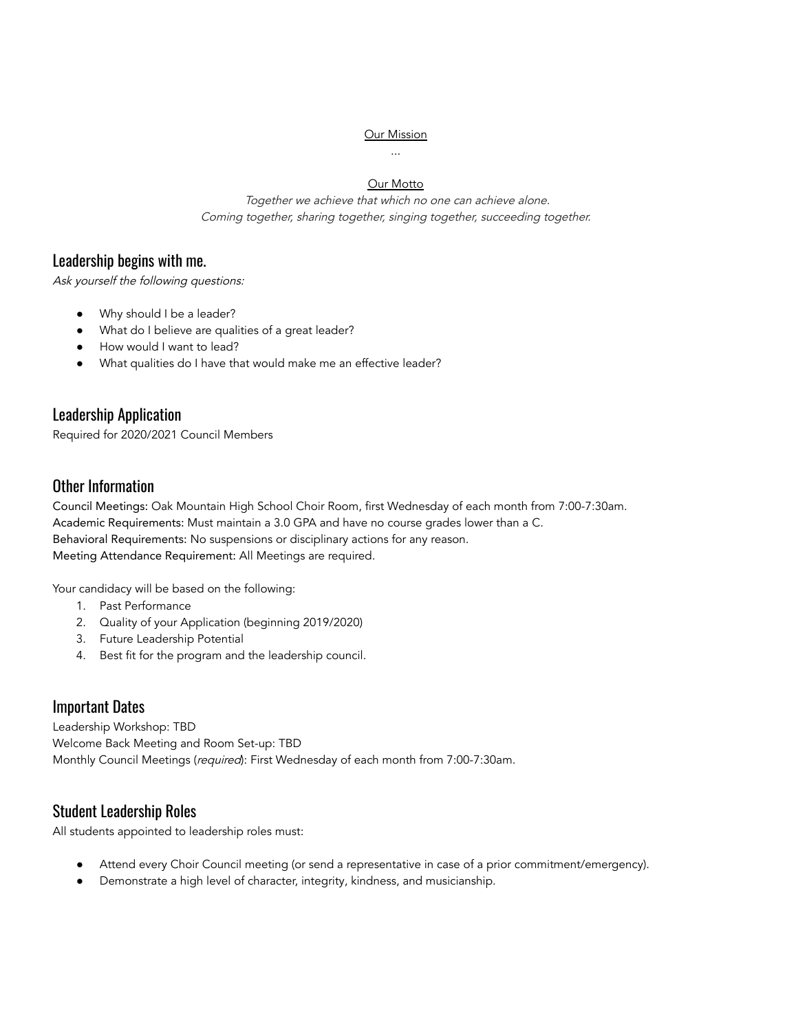Our Mission

...

Our Motto

*Together we achieve that which no one can achieve alone.*
*Coming together, sharing together, singing together, succeeding together.*

## Leadership begins with me.

*Ask yourself the following questions:*

- Why should I be a leader?
- What do I believe are qualities of a great leader?
- How would I want to lead?
- What qualities do I have that would make me an effective leader?

## Leadership Application

Required for 2020/2021 Council Members

## Other Information

Council Meetings: Oak Mountain High School Choir Room, first Wednesday of each month from 7:00-7:30am.
Academic Requirements: Must maintain a 3.0 GPA and have no course grades lower than a C.
Behavioral Requirements: No suspensions or disciplinary actions for any reason.
Meeting Attendance Requirement: All Meetings are required.

Your candidacy will be based on the following:

1. Past Performance
2. Quality of your Application (beginning 2019/2020)
3. Future Leadership Potential
4. Best fit for the program and the leadership council.

## Important Dates

Leadership Workshop: TBD
Welcome Back Meeting and Room Set-up: TBD
Monthly Council Meetings (*required*): First Wednesday of each month from 7:00-7:30am.

## Student Leadership Roles

All students appointed to leadership roles must:

- Attend every Choir Council meeting (or send a representative in case of a prior commitment/emergency).
- Demonstrate a high level of character, integrity, kindness, and musicianship.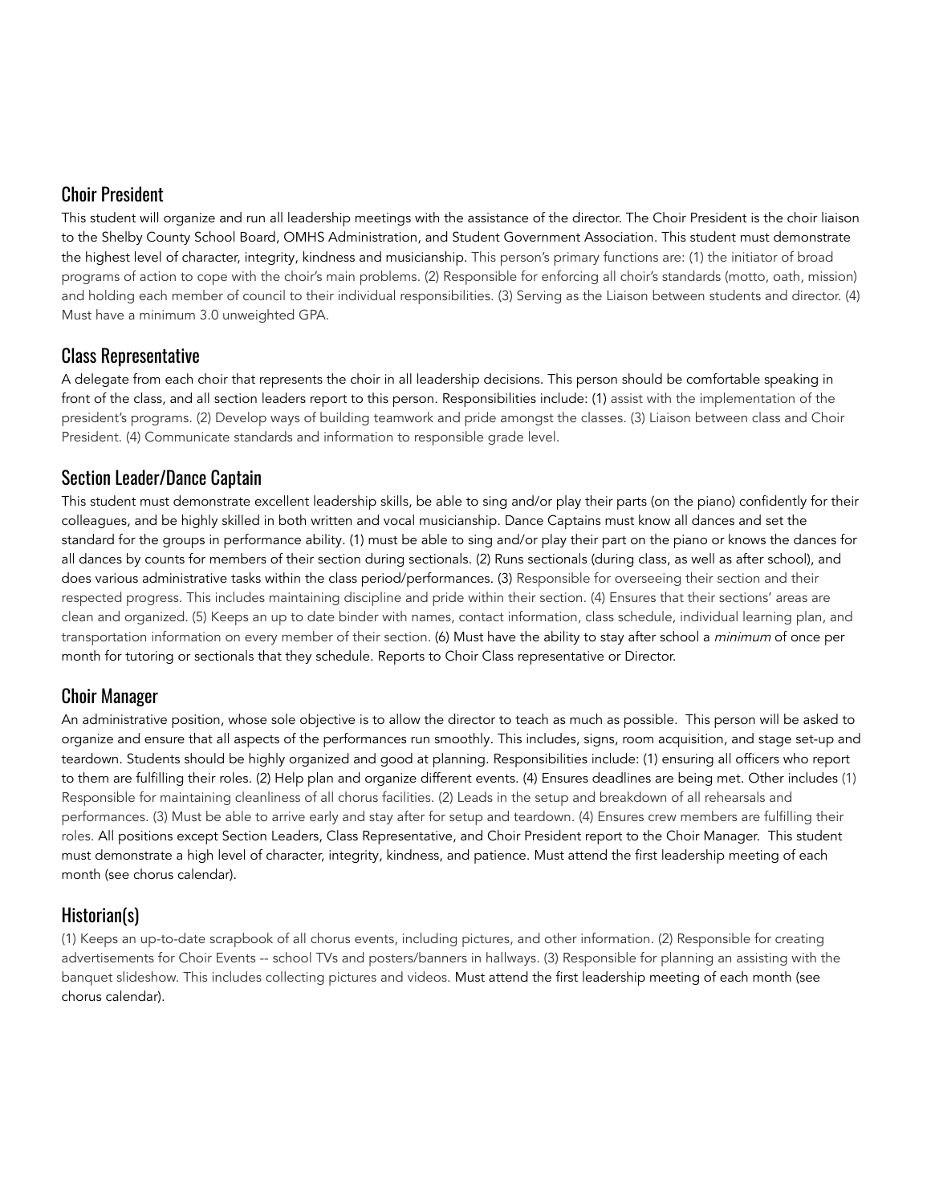## Choir President

This student will organize and run all leadership meetings with the assistance of the director. The Choir President is the choir liaison to the Shelby County School Board, OMHS Administration, and Student Government Association. This student must demonstrate the highest level of character, integrity, kindness and musicianship. This person's primary functions are: (1) the initiator of broad programs of action to cope with the choir's main problems. (2) Responsible for enforcing all choir's standards (motto, oath, mission) and holding each member of council to their individual responsibilities. (3) Serving as the Liaison between students and director. (4) Must have a minimum 3.0 unweighted GPA.

## Class Representative

A delegate from each choir that represents the choir in all leadership decisions. This person should be comfortable speaking in front of the class, and all section leaders report to this person. Responsibilities include: (1) assist with the implementation of the president's programs. (2) Develop ways of building teamwork and pride amongst the classes. (3) Liaison between class and Choir President. (4) Communicate standards and information to responsible grade level.

## Section Leader/Dance Captain

This student must demonstrate excellent leadership skills, be able to sing and/or play their parts (on the piano) confidently for their colleagues, and be highly skilled in both written and vocal musicianship. Dance Captains must know all dances and set the standard for the groups in performance ability. (1) must be able to sing and/or play their part on the piano or knows the dances for all dances by counts for members of their section during sectionals. (2) Runs sectionals (during class, as well as after school), and does various administrative tasks within the class period/performances. (3) Responsible for overseeing their section and their respected progress. This includes maintaining discipline and pride within their section. (4) Ensures that their sections' areas are clean and organized. (5) Keeps an up to date binder with names, contact information, class schedule, individual learning plan, and transportation information on every member of their section. (6) Must have the ability to stay after school a *minimum* of once per month for tutoring or sectionals that they schedule. Reports to Choir Class representative or Director.

## Choir Manager

An administrative position, whose sole objective is to allow the director to teach as much as possible. This person will be asked to organize and ensure that all aspects of the performances run smoothly. This includes, signs, room acquisition, and stage set-up and teardown. Students should be highly organized and good at planning. Responsibilities include: (1) ensuring all officers who report to them are fulfilling their roles. (2) Help plan and organize different events. (4) Ensures deadlines are being met. Other includes (1) Responsible for maintaining cleanliness of all chorus facilities. (2) Leads in the setup and breakdown of all rehearsals and performances. (3) Must be able to arrive early and stay after for setup and teardown. (4) Ensures crew members are fulfilling their roles. All positions except Section Leaders, Class Representative, and Choir President report to the Choir Manager. This student must demonstrate a high level of character, integrity, kindness, and patience. Must attend the first leadership meeting of each month (see chorus calendar).

## Historian(s)

(1) Keeps an up-to-date scrapbook of all chorus events, including pictures, and other information. (2) Responsible for creating advertisements for Choir Events -- school TVs and posters/banners in hallways. (3) Responsible for planning an assisting with the banquet slideshow. This includes collecting pictures and videos. Must attend the first leadership meeting of each month (see chorus calendar).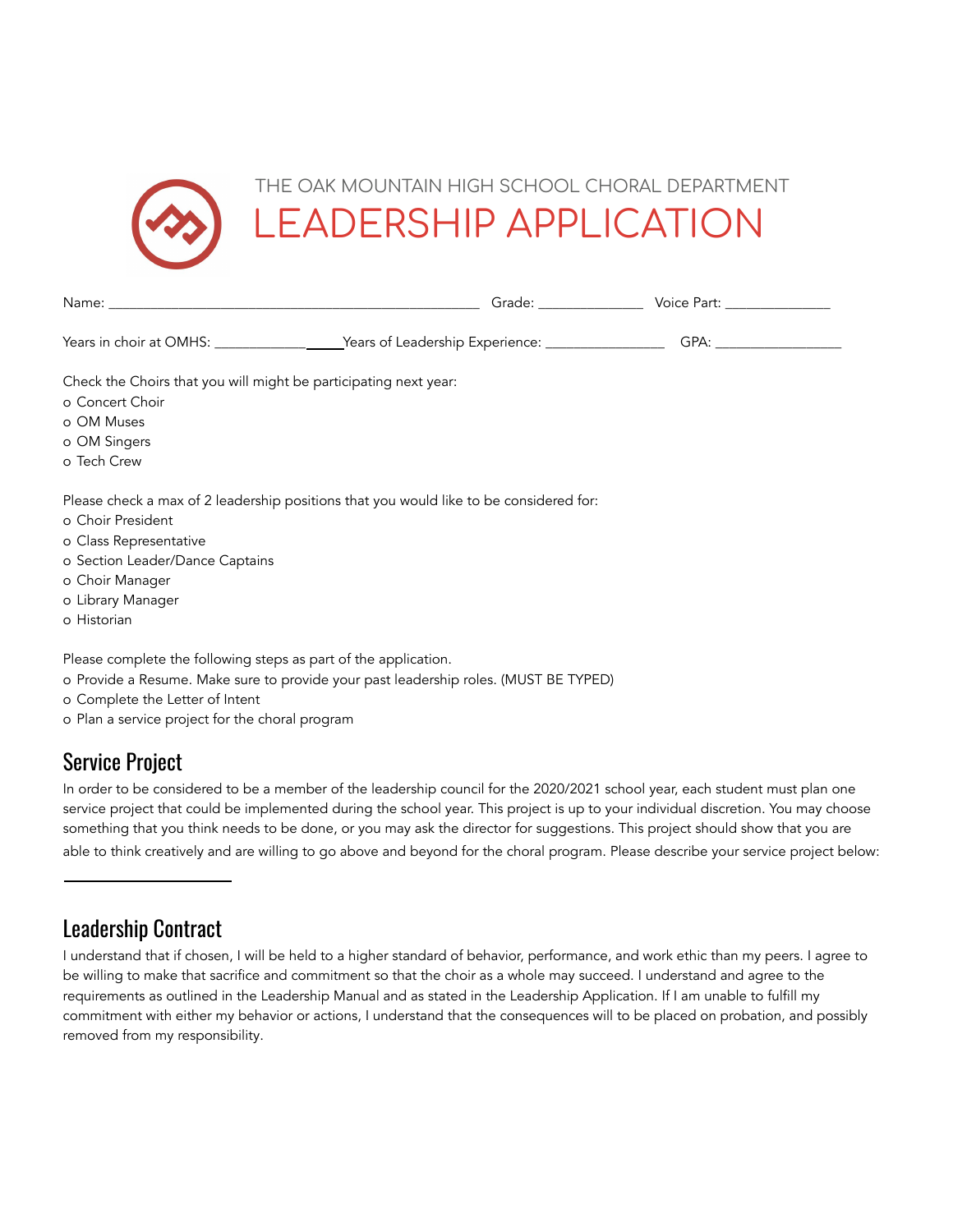THE OAK MOUNTAIN HIGH SCHOOL CHORAL DEPARTMENT

# LEADERSHIP APPLICATION

Name: ________________________________________________ Grade: _____________ Voice Part: ______________

Years in choir at OMHS: ________________Years of Leadership Experience: _______________ GPA: ________________

Check the Choirs that you will might be participating next year:
- o Concert Choir
- o OM Muses
- o OM Singers
- o Tech Crew

Please check a max of 2 leadership positions that you would like to be considered for:
- o Choir President
- o Class Representative
- o Section Leader/Dance Captains
- o Choir Manager
- o Library Manager
- o Historian

Please complete the following steps as part of the application.
- o Provide a Resume. Make sure to provide your past leadership roles. (MUST BE TYPED)
- o Complete the Letter of Intent
- o Plan a service project for the choral program

## Service Project

In order to be considered to be a member of the leadership council for the 2020/2021 school year, each student must plan one service project that could be implemented during the school year. This project is up to your individual discretion. You may choose something that you think needs to be done, or you may ask the director for suggestions. This project should show that you are able to think creatively and are willing to go above and beyond for the choral program. Please describe your service project below:

______________________

## Leadership Contract

I understand that if chosen, I will be held to a higher standard of behavior, performance, and work ethic than my peers. I agree to be willing to make that sacrifice and commitment so that the choir as a whole may succeed. I understand and agree to the requirements as outlined in the Leadership Manual and as stated in the Leadership Application. If I am unable to fulfill my commitment with either my behavior or actions, I understand that the consequences will to be placed on probation, and possibly removed from my responsibility.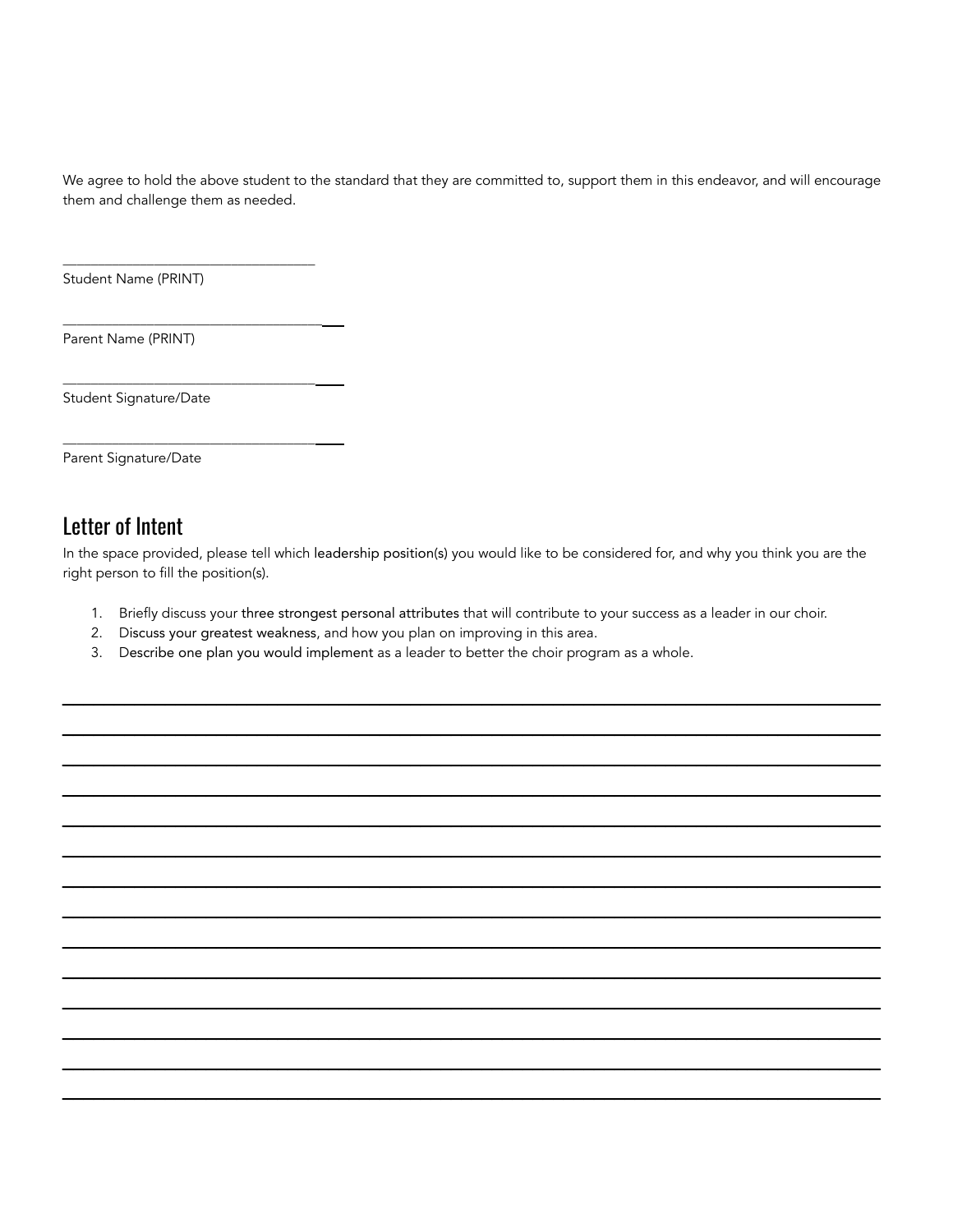We agree to hold the above student to the standard that they are committed to, support them in this endeavor, and will encourage them and challenge them as needed.

___________________________________
Student Name (PRINT)

___________________________________
Parent Name (PRINT)

___________________________________
Student Signature/Date

___________________________________
Parent Signature/Date

## Letter of Intent

In the space provided, please tell which leadership position(s) you would like to be considered for, and why you think you are the right person to fill the position(s).

1. Briefly discuss your three strongest personal attributes that will contribute to your success as a leader in our choir.
2. Discuss your greatest weakness, and how you plan on improving in this area.
3. Describe one plan you would implement as a leader to better the choir program as a whole.

_______________________________________________________________________________

_______________________________________________________________________________

_______________________________________________________________________________

_______________________________________________________________________________

_______________________________________________________________________________

_______________________________________________________________________________

_______________________________________________________________________________

_______________________________________________________________________________

_______________________________________________________________________________

_______________________________________________________________________________

_______________________________________________________________________________

_______________________________________________________________________________

_______________________________________________________________________________

_______________________________________________________________________________